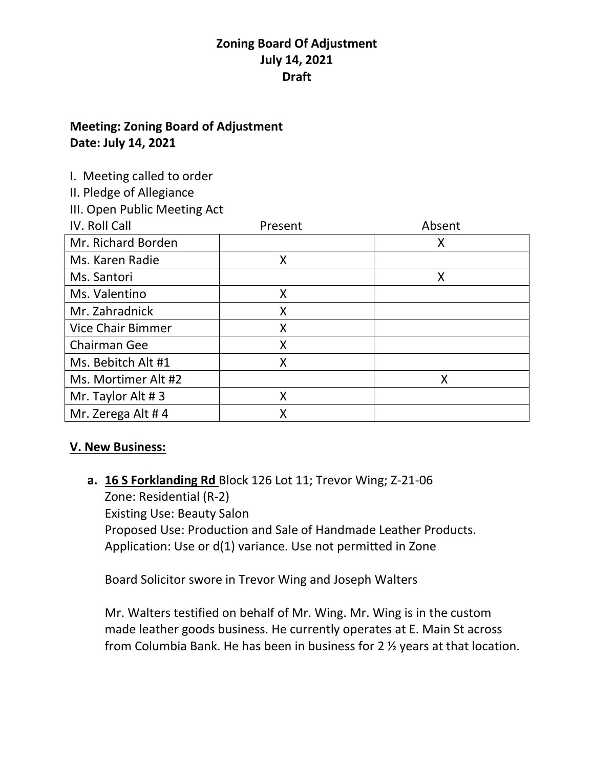# Zoning Board Of Adjustment
# July 14, 2021
# Draft

**Meeting: Zoning Board of Adjustment**
**Date: July 14, 2021**

I. Meeting called to order
II. Pledge of Allegiance
III. Open Public Meeting Act
IV. Roll Call

| | Present | Absent |
|---|---|---|
| Mr. Richard Borden | | X |
| Ms. Karen Radie | X | |
| Ms. Santori | | X |
| Ms. Valentino | X | |
| Mr. Zahradnick | X | |
| Vice Chair Bimmer | X | |
| Chairman Gee | X | |
| Ms. Bebitch Alt #1 | X | |
| Ms. Mortimer Alt #2 | | X |
| Mr. Taylor Alt # 3 | X | |
| Mr. Zerega Alt # 4 | X | |

## V. New Business:

**a. 16 S Forklanding Rd** Block 126 Lot 11; Trevor Wing; Z-21-06
Zone: Residential (R-2)
Existing Use: Beauty Salon
Proposed Use: Production and Sale of Handmade Leather Products.
Application: Use or d(1) variance. Use not permitted in Zone

Board Solicitor swore in Trevor Wing and Joseph Walters

Mr. Walters testified on behalf of Mr. Wing. Mr. Wing is in the custom made leather goods business. He currently operates at E. Main St across from Columbia Bank. He has been in business for 2 ½ years at that location.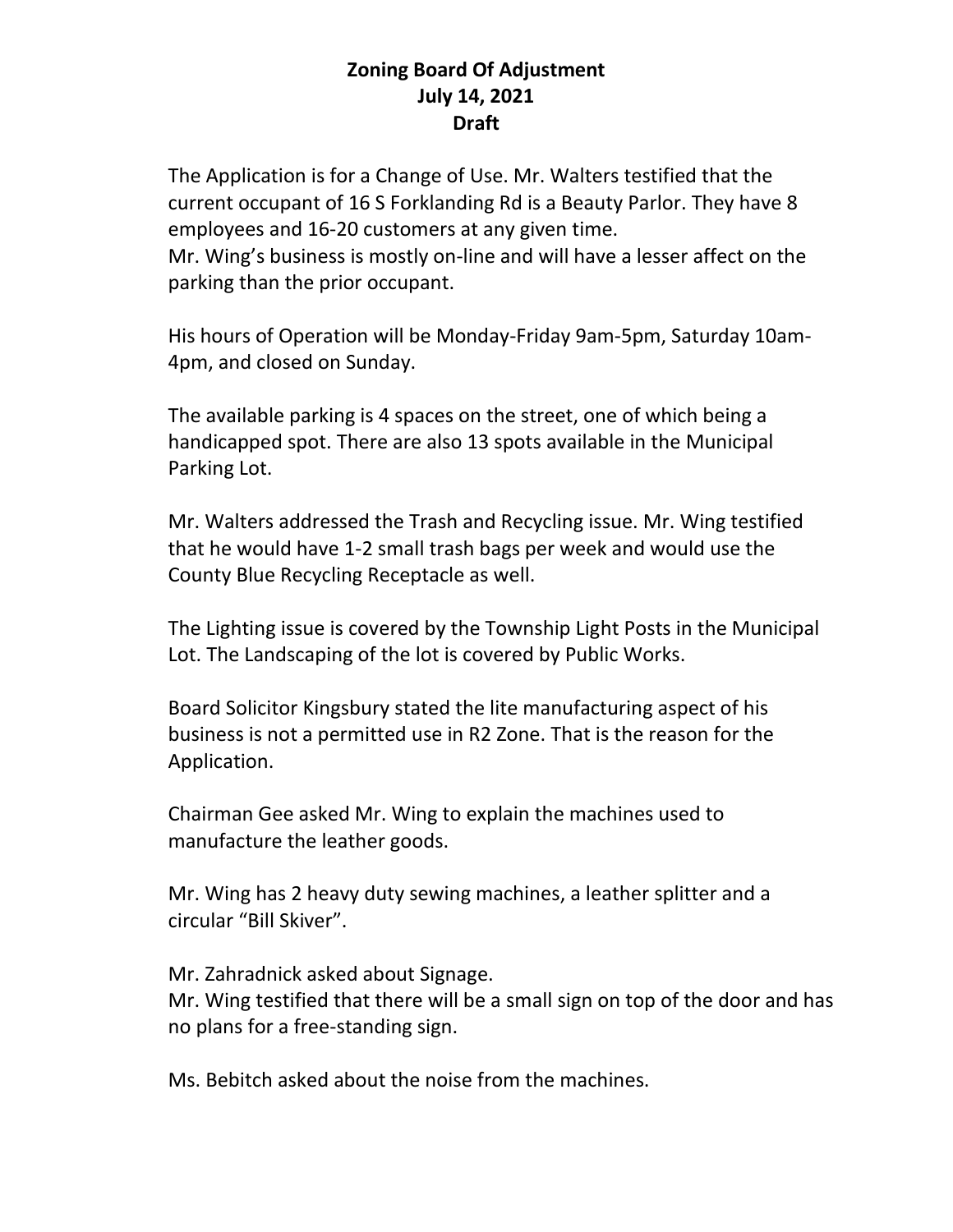**Zoning Board Of Adjustment**
**July 14, 2021**
**Draft**

The Application is for a Change of Use. Mr. Walters testified that the current occupant of 16 S Forklanding Rd is a Beauty Parlor. They have 8 employees and 16-20 customers at any given time.
Mr. Wing's business is mostly on-line and will have a lesser affect on the parking than the prior occupant.

His hours of Operation will be Monday-Friday 9am-5pm, Saturday 10am-4pm, and closed on Sunday.

The available parking is 4 spaces on the street, one of which being a handicapped spot. There are also 13 spots available in the Municipal Parking Lot.

Mr. Walters addressed the Trash and Recycling issue. Mr. Wing testified that he would have 1-2 small trash bags per week and would use the County Blue Recycling Receptacle as well.

The Lighting issue is covered by the Township Light Posts in the Municipal Lot. The Landscaping of the lot is covered by Public Works.

Board Solicitor Kingsbury stated the lite manufacturing aspect of his business is not a permitted use in R2 Zone. That is the reason for the Application.

Chairman Gee asked Mr. Wing to explain the machines used to manufacture the leather goods.

Mr. Wing has 2 heavy duty sewing machines, a leather splitter and a circular "Bill Skiver".

Mr. Zahradnick asked about Signage.
Mr. Wing testified that there will be a small sign on top of the door and has no plans for a free-standing sign.

Ms. Bebitch asked about the noise from the machines.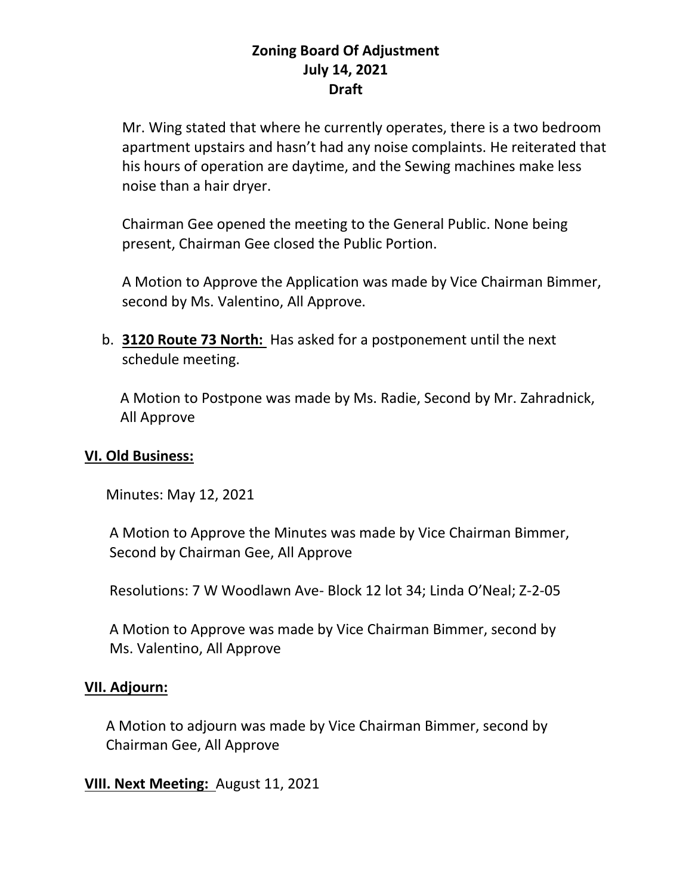Mr. Wing stated that where he currently operates, there is a two bedroom apartment upstairs and hasn't had any noise complaints. He reiterated that his hours of operation are daytime, and the Sewing machines make less noise than a hair dryer.

Chairman Gee opened the meeting to the General Public. None being present, Chairman Gee closed the Public Portion.

A Motion to Approve the Application was made by Vice Chairman Bimmer, second by Ms. Valentino, All Approve.

b. **3120 Route 73 North:** Has asked for a postponement until the next schedule meeting.

A Motion to Postpone was made by Ms. Radie, Second by Mr. Zahradnick, All Approve

## VI. Old Business:

Minutes: May 12, 2021

A Motion to Approve the Minutes was made by Vice Chairman Bimmer, Second by Chairman Gee, All Approve

Resolutions: 7 W Woodlawn Ave- Block 12 lot 34; Linda O'Neal; Z-2-05

A Motion to Approve was made by Vice Chairman Bimmer, second by Ms. Valentino, All Approve

## VII. Adjourn:

A Motion to adjourn was made by Vice Chairman Bimmer, second by Chairman Gee, All Approve

**VIII. Next Meeting:** August 11, 2021